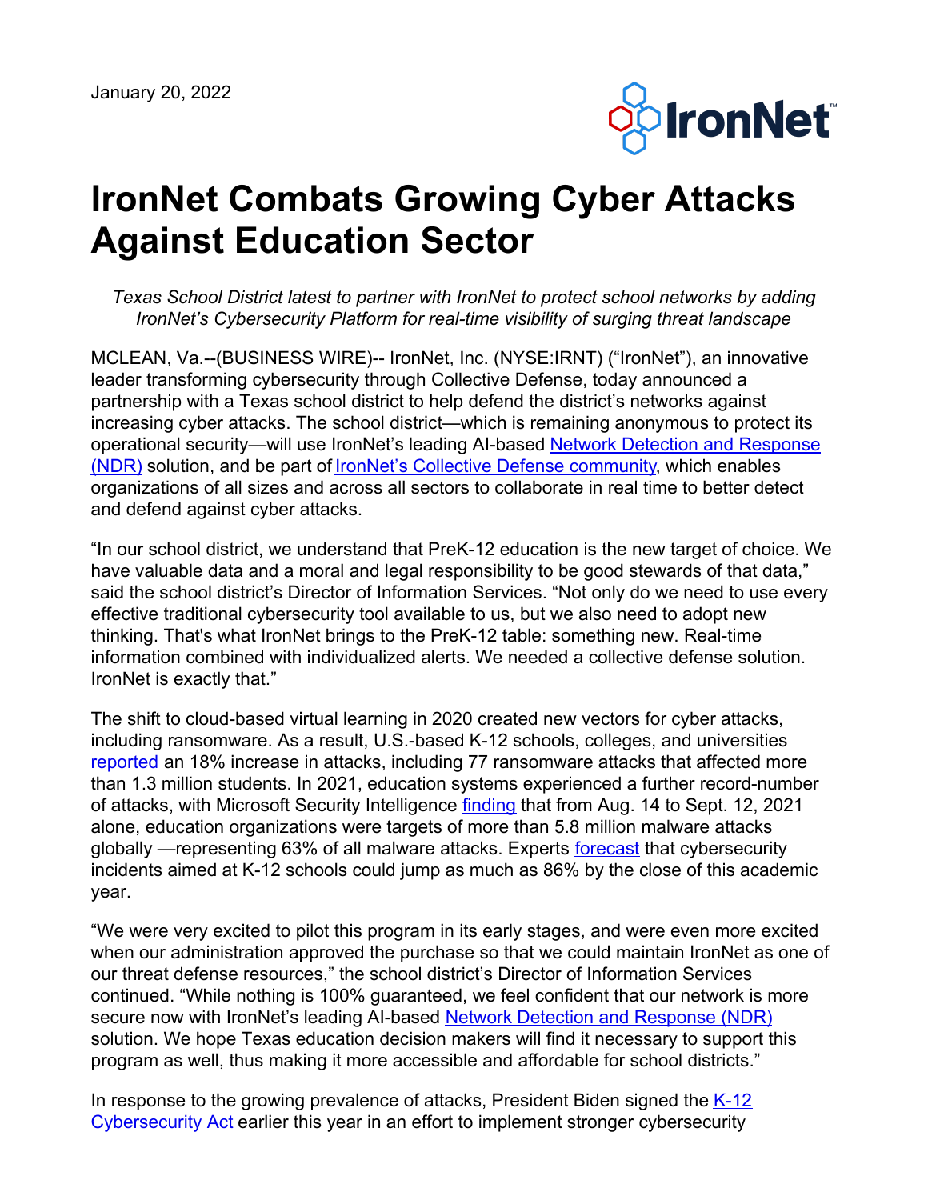January 20, 2022

# IronNet Combats Growing Cyber Attacks Against Education Sector

*Texas School District latest to partner with IronNet to protect school networks by adding IronNet's Cybersecurity Platform for real-time visibility of surging threat landscape*

MCLEAN, Va.--(BUSINESS WIRE)-- IronNet, Inc. (NYSE:IRNT) ("IronNet"), an innovative leader transforming cybersecurity through Collective Defense, today announced a partnership with a Texas school district to help defend the district's networks against increasing cyber attacks. The school district—which is remaining anonymous to protect its operational security—will use IronNet's leading AI-based Network Detection and Response (NDR) solution, and be part of IronNet's Collective Defense community, which enables organizations of all sizes and across all sectors to collaborate in real time to better detect and defend against cyber attacks.

"In our school district, we understand that PreK-12 education is the new target of choice. We have valuable data and a moral and legal responsibility to be good stewards of that data," said the school district's Director of Information Services. "Not only do we need to use every effective traditional cybersecurity tool available to us, but we also need to adopt new thinking. That's what IronNet brings to the PreK-12 table: something new. Real-time information combined with individualized alerts. We needed a collective defense solution. IronNet is exactly that."

The shift to cloud-based virtual learning in 2020 created new vectors for cyber attacks, including ransomware. As a result, U.S.-based K-12 schools, colleges, and universities reported an 18% increase in attacks, including 77 ransomware attacks that affected more than 1.3 million students. In 2021, education systems experienced a further record-number of attacks, with Microsoft Security Intelligence finding that from Aug. 14 to Sept. 12, 2021 alone, education organizations were targets of more than 5.8 million malware attacks globally —representing 63% of all malware attacks. Experts forecast that cybersecurity incidents aimed at K-12 schools could jump as much as 86% by the close of this academic year.

"We were very excited to pilot this program in its early stages, and were even more excited when our administration approved the purchase so that we could maintain IronNet as one of our threat defense resources," the school district's Director of Information Services continued. "While nothing is 100% guaranteed, we feel confident that our network is more secure now with IronNet's leading AI-based Network Detection and Response (NDR) solution. We hope Texas education decision makers will find it necessary to support this program as well, thus making it more accessible and affordable for school districts."

In response to the growing prevalence of attacks, President Biden signed the K-12 Cybersecurity Act earlier this year in an effort to implement stronger cybersecurity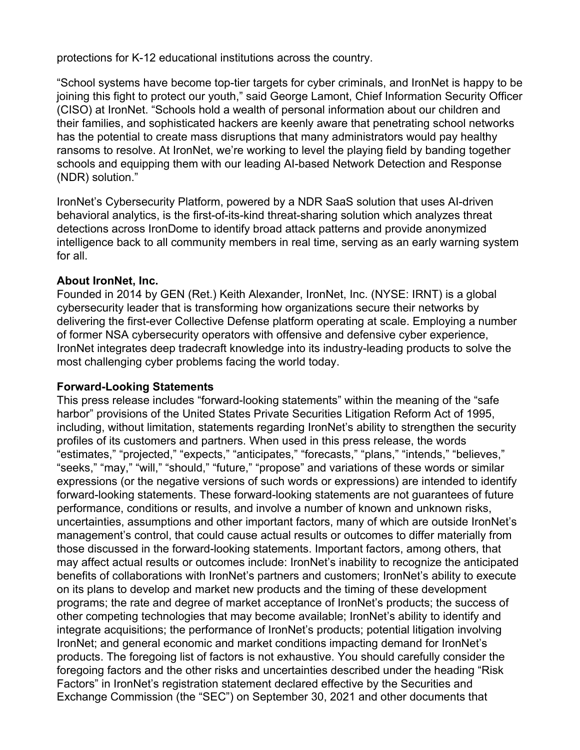protections for K-12 educational institutions across the country.

“School systems have become top-tier targets for cyber criminals, and IronNet is happy to be joining this fight to protect our youth,” said George Lamont, Chief Information Security Officer (CISO) at IronNet. “Schools hold a wealth of personal information about our children and their families, and sophisticated hackers are keenly aware that penetrating school networks has the potential to create mass disruptions that many administrators would pay healthy ransoms to resolve. At IronNet, we’re working to level the playing field by banding together schools and equipping them with our leading AI-based Network Detection and Response (NDR) solution.”

IronNet’s Cybersecurity Platform, powered by a NDR SaaS solution that uses AI-driven behavioral analytics, is the first-of-its-kind threat-sharing solution which analyzes threat detections across IronDome to identify broad attack patterns and provide anonymized intelligence back to all community members in real time, serving as an early warning system for all.

**About IronNet, Inc.**
Founded in 2014 by GEN (Ret.) Keith Alexander, IronNet, Inc. (NYSE: IRNT) is a global cybersecurity leader that is transforming how organizations secure their networks by delivering the first-ever Collective Defense platform operating at scale. Employing a number of former NSA cybersecurity operators with offensive and defensive cyber experience, IronNet integrates deep tradecraft knowledge into its industry-leading products to solve the most challenging cyber problems facing the world today.

**Forward-Looking Statements**
This press release includes “forward-looking statements” within the meaning of the “safe harbor” provisions of the United States Private Securities Litigation Reform Act of 1995, including, without limitation, statements regarding IronNet’s ability to strengthen the security profiles of its customers and partners. When used in this press release, the words “estimates,” “projected,” “expects,” “anticipates,” “forecasts,” “plans,” “intends,” “believes,” “seeks,” “may,” “will,” “should,” “future,” “propose” and variations of these words or similar expressions (or the negative versions of such words or expressions) are intended to identify forward-looking statements. These forward-looking statements are not guarantees of future performance, conditions or results, and involve a number of known and unknown risks, uncertainties, assumptions and other important factors, many of which are outside IronNet’s management’s control, that could cause actual results or outcomes to differ materially from those discussed in the forward-looking statements. Important factors, among others, that may affect actual results or outcomes include: IronNet’s inability to recognize the anticipated benefits of collaborations with IronNet’s partners and customers; IronNet’s ability to execute on its plans to develop and market new products and the timing of these development programs; the rate and degree of market acceptance of IronNet’s products; the success of other competing technologies that may become available; IronNet’s ability to identify and integrate acquisitions; the performance of IronNet’s products; potential litigation involving IronNet; and general economic and market conditions impacting demand for IronNet’s products. The foregoing list of factors is not exhaustive. You should carefully consider the foregoing factors and the other risks and uncertainties described under the heading “Risk Factors” in IronNet’s registration statement declared effective by the Securities and Exchange Commission (the “SEC”) on September 30, 2021 and other documents that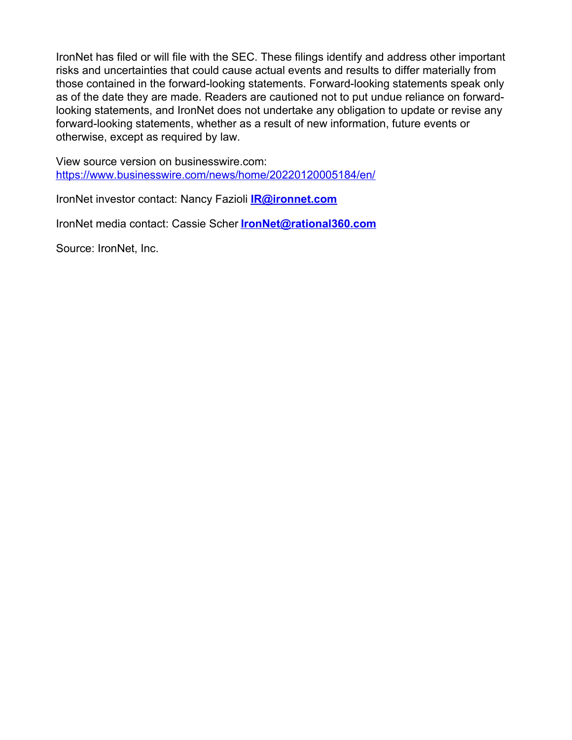IronNet has filed or will file with the SEC. These filings identify and address other important risks and uncertainties that could cause actual events and results to differ materially from those contained in the forward-looking statements. Forward-looking statements speak only as of the date they are made. Readers are cautioned not to put undue reliance on forward-looking statements, and IronNet does not undertake any obligation to update or revise any forward-looking statements, whether as a result of new information, future events or otherwise, except as required by law.

View source version on businesswire.com:
https://www.businesswire.com/news/home/20220120005184/en/

IronNet investor contact: Nancy Fazioli **IR@ironnet.com**

IronNet media contact: Cassie Scher **IronNet@rational360.com**

Source: IronNet, Inc.